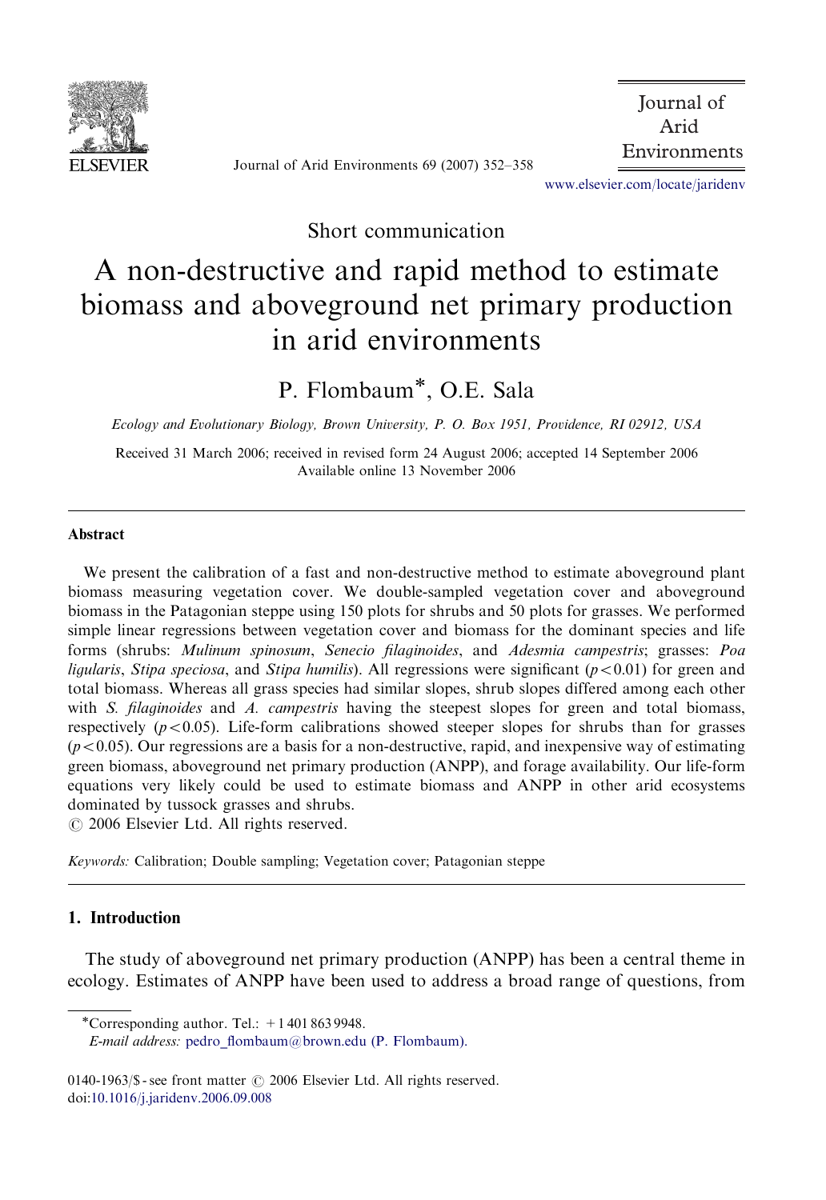Short communication

# A non-destructive and rapid method to estimate biomass and aboveground net primary production in arid environments

P. Flombaum*, O.E. Sala

*Ecology and Evolutionary Biology, Brown University, P. O. Box 1951, Providence, RI 02912, USA*

Received 31 March 2006; received in revised form 24 August 2006; accepted 14 September 2006
Available online 13 November 2006

## Abstract

We present the calibration of a fast and non-destructive method to estimate aboveground plant biomass measuring vegetation cover. We double-sampled vegetation cover and aboveground biomass in the Patagonian steppe using 150 plots for shrubs and 50 plots for grasses. We performed simple linear regressions between vegetation cover and biomass for the dominant species and life forms (shrubs: *Mulinum spinosum*, *Senecio filaginoides*, and *Adesmia campestris*; grasses: *Poa ligularis*, *Stipa speciosa*, and *Stipa humilis*). All regressions were significant ($p<0.01$) for green and total biomass. Whereas all grass species had similar slopes, shrub slopes differed among each other with *S. filaginoides* and *A. campestris* having the steepest slopes for green and total biomass, respectively ($p<0.05$). Life-form calibrations showed steeper slopes for shrubs than for grasses ($p<0.05$). Our regressions are a basis for a non-destructive, rapid, and inexpensive way of estimating green biomass, aboveground net primary production (ANPP), and forage availability. Our life-form equations very likely could be used to estimate biomass and ANPP in other arid ecosystems dominated by tussock grasses and shrubs.
© 2006 Elsevier Ltd. All rights reserved.

*Keywords:* Calibration; Double sampling; Vegetation cover; Patagonian steppe

## 1. Introduction

The study of aboveground net primary production (ANPP) has been a central theme in ecology. Estimates of ANPP have been used to address a broad range of questions, from

*Corresponding author. Tel.: +1 401 863 9948.
*E-mail address:* pedro_flombaum@brown.edu (P. Flombaum).

0140-1963/$ - see front matter © 2006 Elsevier Ltd. All rights reserved.
doi:10.1016/j.jaridenv.2006.09.008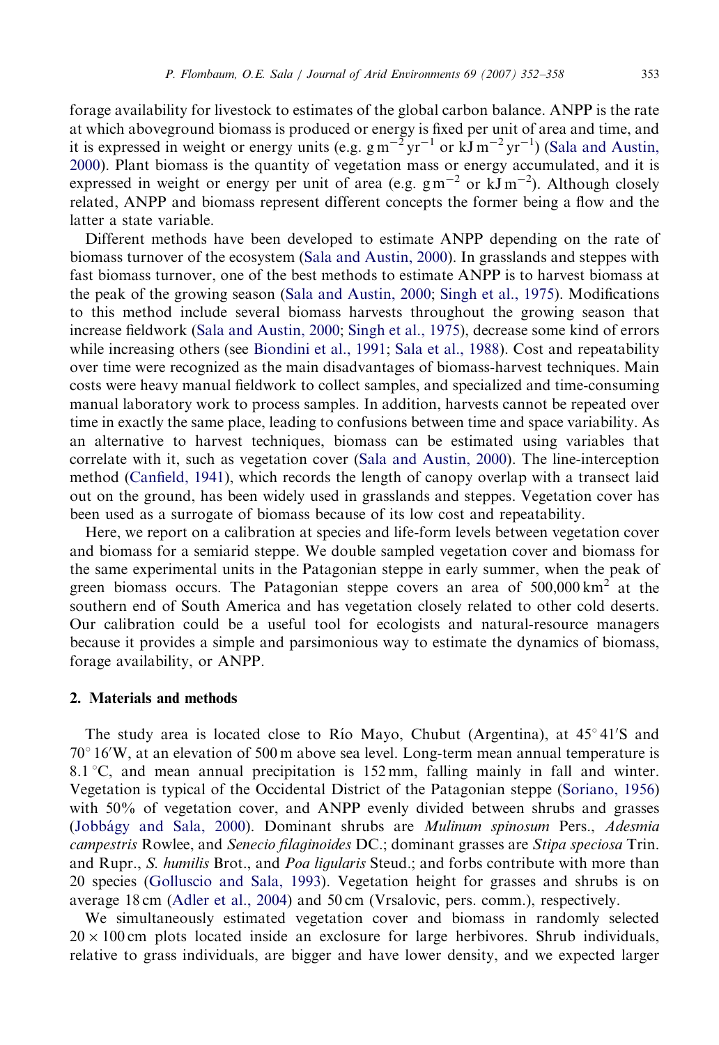forage availability for livestock to estimates of the global carbon balance. ANPP is the rate at which aboveground biomass is produced or energy is fixed per unit of area and time, and it is expressed in weight or energy units (e.g. $g\,m^{-2}\,yr^{-1}$ or $kJ\,m^{-2}\,yr^{-1}$) (Sala and Austin, 2000). Plant biomass is the quantity of vegetation mass or energy accumulated, and it is expressed in weight or energy per unit of area (e.g. $g\,m^{-2}$ or $kJ\,m^{-2}$). Although closely related, ANPP and biomass represent different concepts the former being a flow and the latter a state variable.

Different methods have been developed to estimate ANPP depending on the rate of biomass turnover of the ecosystem (Sala and Austin, 2000). In grasslands and steppes with fast biomass turnover, one of the best methods to estimate ANPP is to harvest biomass at the peak of the growing season (Sala and Austin, 2000; Singh et al., 1975). Modifications to this method include several biomass harvests throughout the growing season that increase fieldwork (Sala and Austin, 2000; Singh et al., 1975), decrease some kind of errors while increasing others (see Biondini et al., 1991; Sala et al., 1988). Cost and repeatability over time were recognized as the main disadvantages of biomass-harvest techniques. Main costs were heavy manual fieldwork to collect samples, and specialized and time-consuming manual laboratory work to process samples. In addition, harvests cannot be repeated over time in exactly the same place, leading to confusions between time and space variability. As an alternative to harvest techniques, biomass can be estimated using variables that correlate with it, such as vegetation cover (Sala and Austin, 2000). The line-interception method (Canfield, 1941), which records the length of canopy overlap with a transect laid out on the ground, has been widely used in grasslands and steppes. Vegetation cover has been used as a surrogate of biomass because of its low cost and repeatability.

Here, we report on a calibration at species and life-form levels between vegetation cover and biomass for a semiarid steppe. We double sampled vegetation cover and biomass for the same experimental units in the Patagonian steppe in early summer, when the peak of green biomass occurs. The Patagonian steppe covers an area of $500{,}000\,km^2$ at the southern end of South America and has vegetation closely related to other cold deserts. Our calibration could be a useful tool for ecologists and natural-resource managers because it provides a simple and parsimonious way to estimate the dynamics of biomass, forage availability, or ANPP.

## 2. Materials and methods

The study area is located close to Río Mayo, Chubut (Argentina), at 45°41′S and 70°16′W, at an elevation of 500 m above sea level. Long-term mean annual temperature is 8.1 °C, and mean annual precipitation is 152 mm, falling mainly in fall and winter. Vegetation is typical of the Occidental District of the Patagonian steppe (Soriano, 1956) with 50% of vegetation cover, and ANPP evenly divided between shrubs and grasses (Jobbágy and Sala, 2000). Dominant shrubs are *Mulinum spinosum* Pers., *Adesmia campestris* Rowlee, and *Senecio filaginoides* DC.; dominant grasses are *Stipa speciosa* Trin. and Rupr., *S. humilis* Brot., and *Poa ligularis* Steud.; and forbs contribute with more than 20 species (Golluscio and Sala, 1993). Vegetation height for grasses and shrubs is on average 18 cm (Adler et al., 2004) and 50 cm (Vrsalovic, pers. comm.), respectively.

We simultaneously estimated vegetation cover and biomass in randomly selected $20 \times 100$ cm plots located inside an exclosure for large herbivores. Shrub individuals, relative to grass individuals, are bigger and have lower density, and we expected larger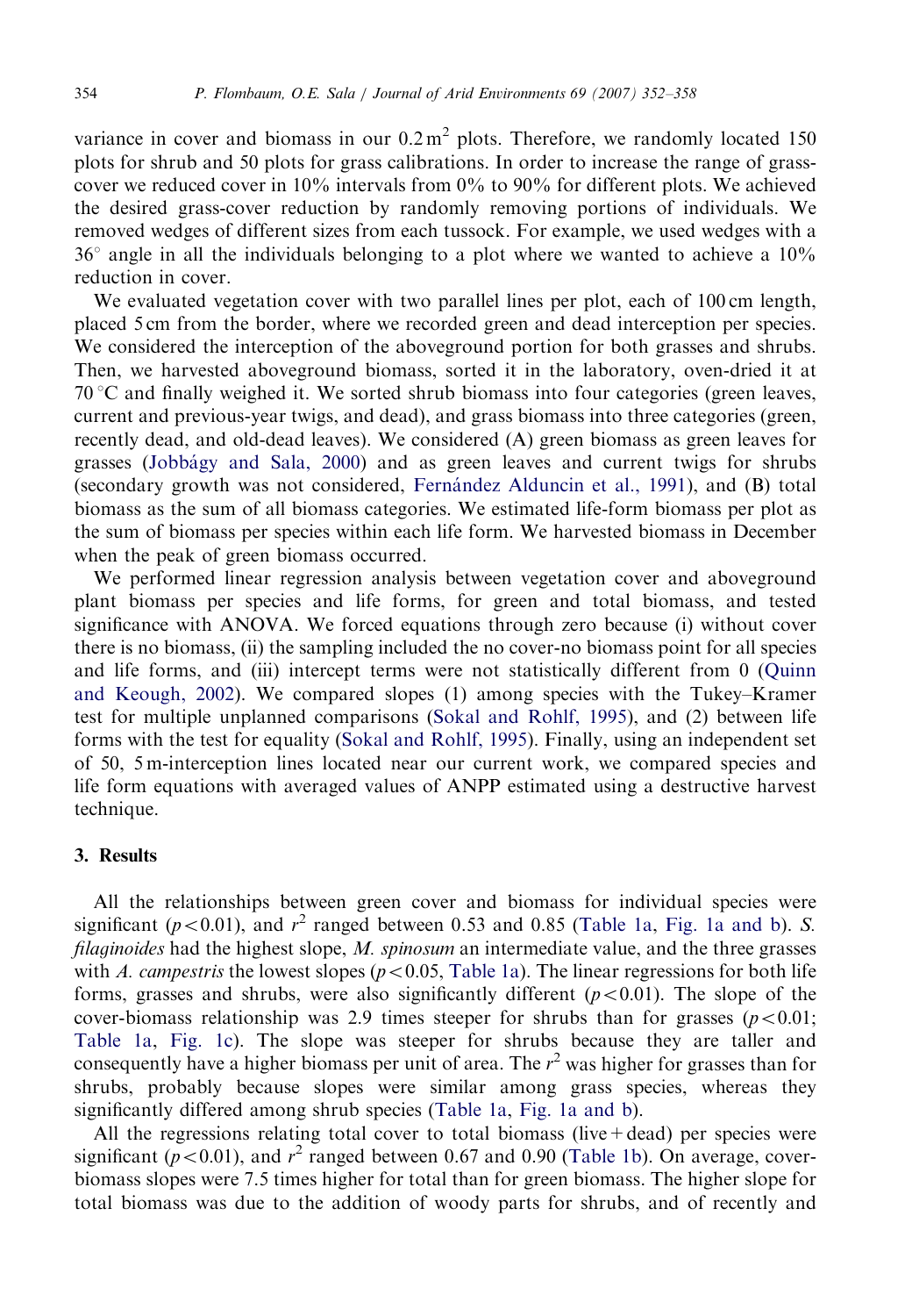variance in cover and biomass in our $0.2\,m^2$ plots. Therefore, we randomly located 150 plots for shrub and 50 plots for grass calibrations. In order to increase the range of grass-cover we reduced cover in 10% intervals from 0% to 90% for different plots. We achieved the desired grass-cover reduction by randomly removing portions of individuals. We removed wedges of different sizes from each tussock. For example, we used wedges with a $36^{\circ}$ angle in all the individuals belonging to a plot where we wanted to achieve a 10% reduction in cover.

We evaluated vegetation cover with two parallel lines per plot, each of 100 cm length, placed 5 cm from the border, where we recorded green and dead interception per species. We considered the interception of the aboveground portion for both grasses and shrubs. Then, we harvested aboveground biomass, sorted it in the laboratory, oven-dried it at $70\,^{\circ}C$ and finally weighed it. We sorted shrub biomass into four categories (green leaves, current and previous-year twigs, and dead), and grass biomass into three categories (green, recently dead, and old-dead leaves). We considered (A) green biomass as green leaves for grasses (Jobbágy and Sala, 2000) and as green leaves and current twigs for shrubs (secondary growth was not considered, Fernández Alduncin et al., 1991), and (B) total biomass as the sum of all biomass categories. We estimated life-form biomass per plot as the sum of biomass per species within each life form. We harvested biomass in December when the peak of green biomass occurred.

We performed linear regression analysis between vegetation cover and aboveground plant biomass per species and life forms, for green and total biomass, and tested significance with ANOVA. We forced equations through zero because (i) without cover there is no biomass, (ii) the sampling included the no cover-no biomass point for all species and life forms, and (iii) intercept terms were not statistically different from 0 (Quinn and Keough, 2002). We compared slopes (1) among species with the Tukey–Kramer test for multiple unplanned comparisons (Sokal and Rohlf, 1995), and (2) between life forms with the test for equality (Sokal and Rohlf, 1995). Finally, using an independent set of 50, 5 m-interception lines located near our current work, we compared species and life form equations with averaged values of ANPP estimated using a destructive harvest technique.

## 3. Results

All the relationships between green cover and biomass for individual species were significant ($p<0.01$), and $r^2$ ranged between 0.53 and 0.85 (Table 1a, Fig. 1a and b). *S. filaginoides* had the highest slope, *M. spinosum* an intermediate value, and the three grasses with *A. campestris* the lowest slopes ($p<0.05$, Table 1a). The linear regressions for both life forms, grasses and shrubs, were also significantly different ($p<0.01$). The slope of the cover-biomass relationship was 2.9 times steeper for shrubs than for grasses ($p<0.01$; Table 1a, Fig. 1c). The slope was steeper for shrubs because they are taller and consequently have a higher biomass per unit of area. The $r^2$ was higher for grasses than for shrubs, probably because slopes were similar among grass species, whereas they significantly differed among shrub species (Table 1a, Fig. 1a and b).

All the regressions relating total cover to total biomass (live + dead) per species were significant ($p<0.01$), and $r^2$ ranged between 0.67 and 0.90 (Table 1b). On average, cover-biomass slopes were 7.5 times higher for total than for green biomass. The higher slope for total biomass was due to the addition of woody parts for shrubs, and of recently and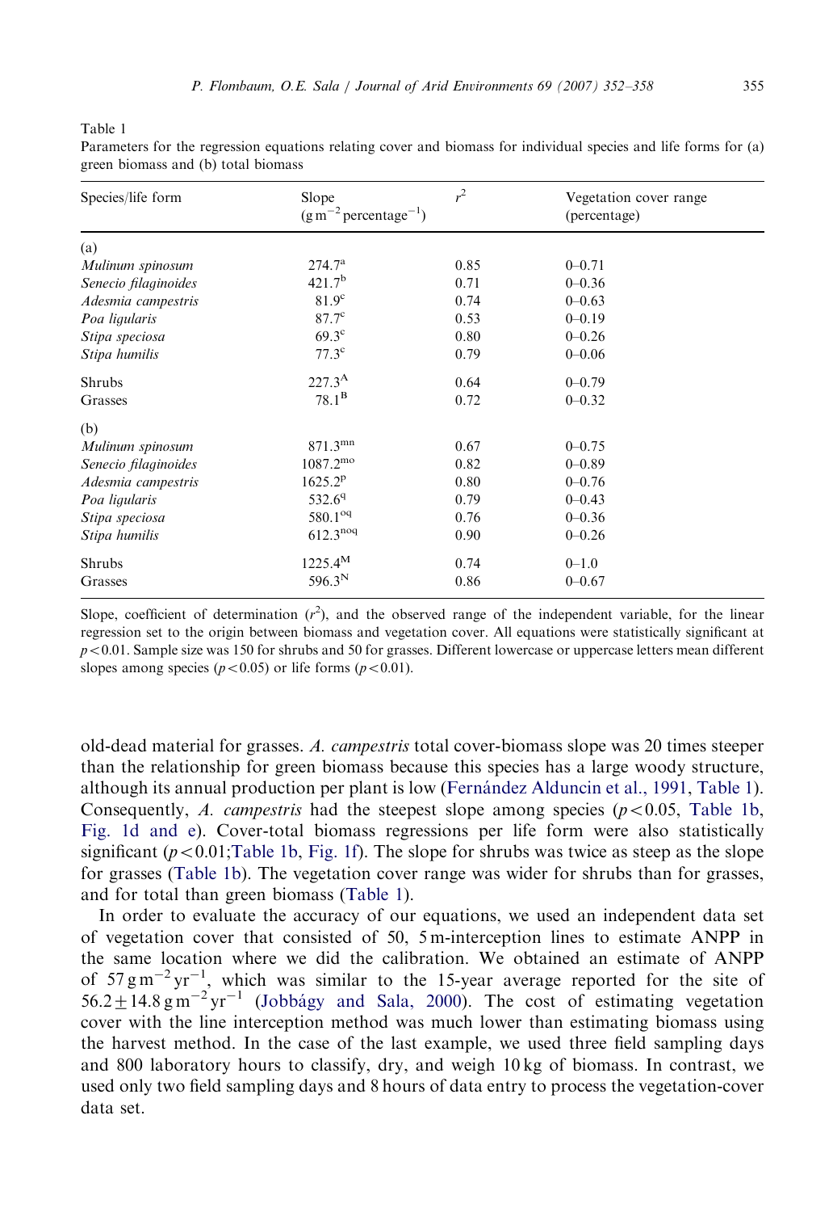Table 1

Parameters for the regression equations relating cover and biomass for individual species and life forms for (a) green biomass and (b) total biomass

| Species/life form | Slope ($g\,m^{-2}$ percentage$^{-1}$) | $r^2$ | Vegetation cover range (percentage) |
|---|---|---|---|
| (a) | | | |
| *Mulinum spinosum* | $274.7^{a}$ | 0.85 | 0–0.71 |
| *Senecio filaginoides* | $421.7^{b}$ | 0.71 | 0–0.36 |
| *Adesmia campestris* | $81.9^{c}$ | 0.74 | 0–0.63 |
| *Poa ligularis* | $87.7^{c}$ | 0.53 | 0–0.19 |
| *Stipa speciosa* | $69.3^{c}$ | 0.80 | 0–0.26 |
| *Stipa humilis* | $77.3^{c}$ | 0.79 | 0–0.06 |
| Shrubs | $227.3^{A}$ | 0.64 | 0–0.79 |
| Grasses | $78.1^{B}$ | 0.72 | 0–0.32 |
| (b) | | | |
| *Mulinum spinosum* | $871.3^{mn}$ | 0.67 | 0–0.75 |
| *Senecio filaginoides* | $1087.2^{mo}$ | 0.82 | 0–0.89 |
| *Adesmia campestris* | $1625.2^{p}$ | 0.80 | 0–0.76 |
| *Poa ligularis* | $532.6^{q}$ | 0.79 | 0–0.43 |
| *Stipa speciosa* | $580.1^{oq}$ | 0.76 | 0–0.36 |
| *Stipa humilis* | $612.3^{noq}$ | 0.90 | 0–0.26 |
| Shrubs | $1225.4^{M}$ | 0.74 | 0–1.0 |
| Grasses | $596.3^{N}$ | 0.86 | 0–0.67 |

Slope, coefficient of determination ($r^2$), and the observed range of the independent variable, for the linear regression set to the origin between biomass and vegetation cover. All equations were statistically significant at $p<0.01$. Sample size was 150 for shrubs and 50 for grasses. Different lowercase or uppercase letters mean different slopes among species ($p<0.05$) or life forms ($p<0.01$).

old-dead material for grasses. *A. campestris* total cover-biomass slope was 20 times steeper than the relationship for green biomass because this species has a large woody structure, although its annual production per plant is low (Fernández Alduncin et al., 1991, Table 1). Consequently, *A. campestris* had the steepest slope among species ($p<0.05$, Table 1b, Fig. 1d and e). Cover-total biomass regressions per life form were also statistically significant ($p<0.01$;Table 1b, Fig. 1f). The slope for shrubs was twice as steep as the slope for grasses (Table 1b). The vegetation cover range was wider for shrubs than for grasses, and for total than green biomass (Table 1).

In order to evaluate the accuracy of our equations, we used an independent data set of vegetation cover that consisted of 50, 5 m-interception lines to estimate ANPP in the same location where we did the calibration. We obtained an estimate of ANPP of $57\,g\,m^{-2}\,yr^{-1}$, which was similar to the 15-year average reported for the site of $56.2 \pm 14.8\,g\,m^{-2}\,yr^{-1}$ (Jobbágy and Sala, 2000). The cost of estimating vegetation cover with the line interception method was much lower than estimating biomass using the harvest method. In the case of the last example, we used three field sampling days and 800 laboratory hours to classify, dry, and weigh 10 kg of biomass. In contrast, we used only two field sampling days and 8 hours of data entry to process the vegetation-cover data set.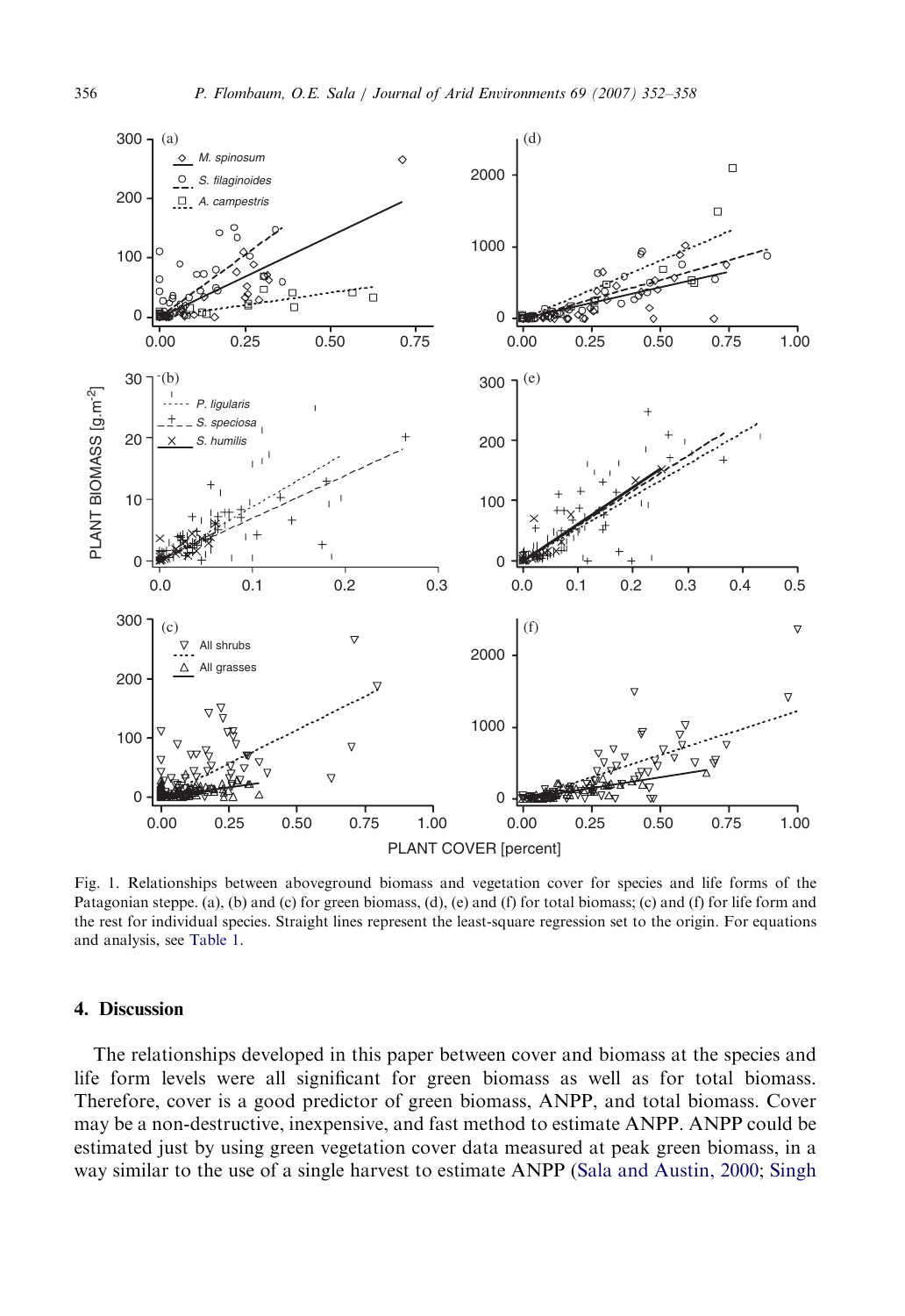Fig. 1. Relationships between aboveground biomass and vegetation cover for species and life forms of the Patagonian steppe. (a), (b) and (c) for green biomass, (d), (e) and (f) for total biomass; (c) and (f) for life form and the rest for individual species. Straight lines represent the least-square regression set to the origin. For equations and analysis, see Table 1.

## 4. Discussion

The relationships developed in this paper between cover and biomass at the species and life form levels were all significant for green biomass as well as for total biomass. Therefore, cover is a good predictor of green biomass, ANPP, and total biomass. Cover may be a non-destructive, inexpensive, and fast method to estimate ANPP. ANPP could be estimated just by using green vegetation cover data measured at peak green biomass, in a way similar to the use of a single harvest to estimate ANPP (Sala and Austin, 2000; Singh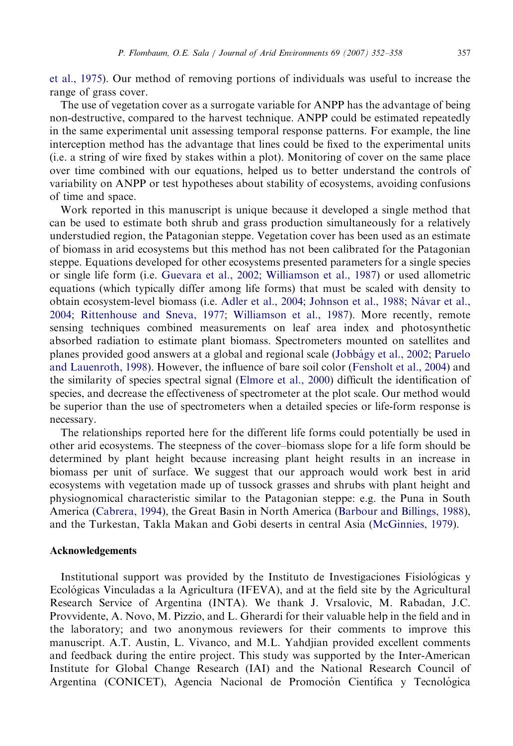et al., 1975). Our method of removing portions of individuals was useful to increase the range of grass cover.

The use of vegetation cover as a surrogate variable for ANPP has the advantage of being non-destructive, compared to the harvest technique. ANPP could be estimated repeatedly in the same experimental unit assessing temporal response patterns. For example, the line interception method has the advantage that lines could be fixed to the experimental units (i.e. a string of wire fixed by stakes within a plot). Monitoring of cover on the same place over time combined with our equations, helped us to better understand the controls of variability on ANPP or test hypotheses about stability of ecosystems, avoiding confusions of time and space.

Work reported in this manuscript is unique because it developed a single method that can be used to estimate both shrub and grass production simultaneously for a relatively understudied region, the Patagonian steppe. Vegetation cover has been used as an estimate of biomass in arid ecosystems but this method has not been calibrated for the Patagonian steppe. Equations developed for other ecosystems presented parameters for a single species or single life form (i.e. Guevara et al., 2002; Williamson et al., 1987) or used allometric equations (which typically differ among life forms) that must be scaled with density to obtain ecosystem-level biomass (i.e. Adler et al., 2004; Johnson et al., 1988; Návar et al., 2004; Rittenhouse and Sneva, 1977; Williamson et al., 1987). More recently, remote sensing techniques combined measurements on leaf area index and photosynthetic absorbed radiation to estimate plant biomass. Spectrometers mounted on satellites and planes provided good answers at a global and regional scale (Jobbágy et al., 2002; Paruelo and Lauenroth, 1998). However, the influence of bare soil color (Fensholt et al., 2004) and the similarity of species spectral signal (Elmore et al., 2000) difficult the identification of species, and decrease the effectiveness of spectrometer at the plot scale. Our method would be superior than the use of spectrometers when a detailed species or life-form response is necessary.

The relationships reported here for the different life forms could potentially be used in other arid ecosystems. The steepness of the cover–biomass slope for a life form should be determined by plant height because increasing plant height results in an increase in biomass per unit of surface. We suggest that our approach would work best in arid ecosystems with vegetation made up of tussock grasses and shrubs with plant height and physiognomical characteristic similar to the Patagonian steppe: e.g. the Puna in South America (Cabrera, 1994), the Great Basin in North America (Barbour and Billings, 1988), and the Turkestan, Takla Makan and Gobi deserts in central Asia (McGinnies, 1979).

## Acknowledgements

Institutional support was provided by the Instituto de Investigaciones Fisiológicas y Ecológicas Vinculadas a la Agricultura (IFEVA), and at the field site by the Agricultural Research Service of Argentina (INTA). We thank J. Vrsalovic, M. Rabadan, J.C. Provvidente, A. Novo, M. Pizzio, and L. Gherardi for their valuable help in the field and in the laboratory; and two anonymous reviewers for their comments to improve this manuscript. A.T. Austin, L. Vivanco, and M.L. Yahdjian provided excellent comments and feedback during the entire project. This study was supported by the Inter-American Institute for Global Change Research (IAI) and the National Research Council of Argentina (CONICET), Agencia Nacional de Promoción Científica y Tecnológica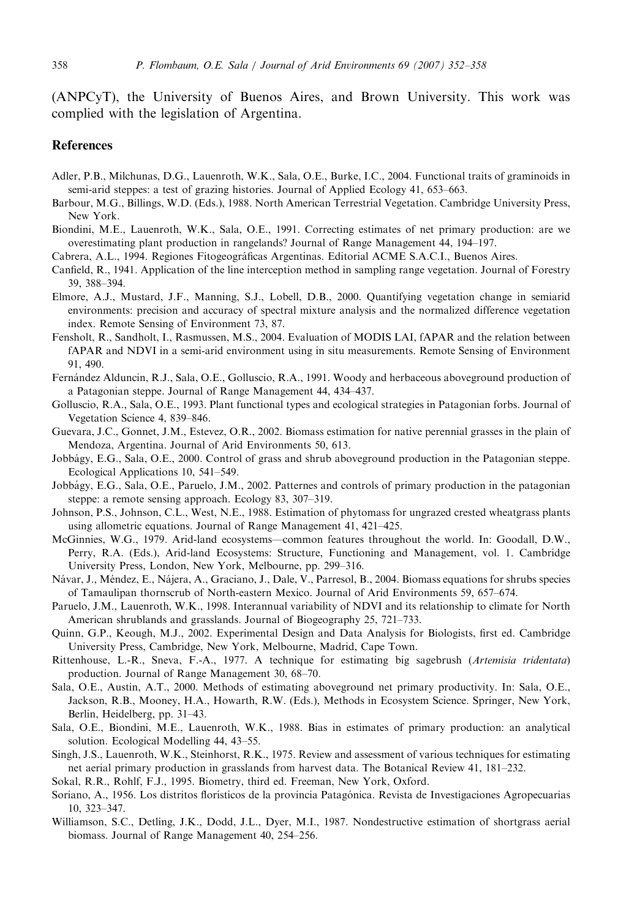(ANPCyT), the University of Buenos Aires, and Brown University. This work was complied with the legislation of Argentina.

## References

Adler, P.B., Milchunas, D.G., Lauenroth, W.K., Sala, O.E., Burke, I.C., 2004. Functional traits of graminoids in semi-arid steppes: a test of grazing histories. Journal of Applied Ecology 41, 653–663.

Barbour, M.G., Billings, W.D. (Eds.), 1988. North American Terrestrial Vegetation. Cambridge University Press, New York.

Biondini, M.E., Lauenroth, W.K., Sala, O.E., 1991. Correcting estimates of net primary production: are we overestimating plant production in rangelands? Journal of Range Management 44, 194–197.

Cabrera, A.L., 1994. Regiones Fitogeográficas Argentinas. Editorial ACME S.A.C.I., Buenos Aires.

Canfield, R., 1941. Application of the line interception method in sampling range vegetation. Journal of Forestry 39, 388–394.

Elmore, A.J., Mustard, J.F., Manning, S.J., Lobell, D.B., 2000. Quantifying vegetation change in semiarid environments: precision and accuracy of spectral mixture analysis and the normalized difference vegetation index. Remote Sensing of Environment 73, 87.

Fensholt, R., Sandholt, I., Rasmussen, M.S., 2004. Evaluation of MODIS LAI, fAPAR and the relation between fAPAR and NDVI in a semi-arid environment using in situ measurements. Remote Sensing of Environment 91, 490.

Fernández Alduncin, R.J., Sala, O.E., Golluscio, R.A., 1991. Woody and herbaceous aboveground production of a Patagonian steppe. Journal of Range Management 44, 434–437.

Golluscio, R.A., Sala, O.E., 1993. Plant functional types and ecological strategies in Patagonian forbs. Journal of Vegetation Science 4, 839–846.

Guevara, J.C., Gonnet, J.M., Estevez, O.R., 2002. Biomass estimation for native perennial grasses in the plain of Mendoza, Argentina. Journal of Arid Environments 50, 613.

Jobbágy, E.G., Sala, O.E., 2000. Control of grass and shrub aboveground production in the Patagonian steppe. Ecological Applications 10, 541–549.

Jobbágy, E.G., Sala, O.E., Paruelo, J.M., 2002. Patternes and controls of primary production in the patagonian steppe: a remote sensing approach. Ecology 83, 307–319.

Johnson, P.S., Johnson, C.L., West, N.E., 1988. Estimation of phytomass for ungrazed crested wheatgrass plants using allometric equations. Journal of Range Management 41, 421–425.

McGinnies, W.G., 1979. Arid-land ecosystems—common features throughout the world. In: Goodall, D.W., Perry, R.A. (Eds.), Arid-land Ecosystems: Structure, Functioning and Management, vol. 1. Cambridge University Press, London, New York, Melbourne, pp. 299–316.

Návar, J., Méndez, E., Nájera, A., Graciano, J., Dale, V., Parresol, B., 2004. Biomass equations for shrubs species of Tamaulipan thornscrub of North-eastern Mexico. Journal of Arid Environments 59, 657–674.

Paruelo, J.M., Lauenroth, W.K., 1998. Interannual variability of NDVI and its relationship to climate for North American shrublands and grasslands. Journal of Biogeography 25, 721–733.

Quinn, G.P., Keough, M.J., 2002. Experimental Design and Data Analysis for Biologists, first ed. Cambridge University Press, Cambridge, New York, Melbourne, Madrid, Cape Town.

Rittenhouse, L.-R., Sneva, F.-A., 1977. A technique for estimating big sagebrush (*Artemisia tridentata*) production. Journal of Range Management 30, 68–70.

Sala, O.E., Austin, A.T., 2000. Methods of estimating aboveground net primary productivity. In: Sala, O.E., Jackson, R.B., Mooney, H.A., Howarth, R.W. (Eds.), Methods in Ecosystem Science. Springer, New York, Berlin, Heidelberg, pp. 31–43.

Sala, O.E., Biondini, M.E., Lauenroth, W.K., 1988. Bias in estimates of primary production: an analytical solution. Ecological Modelling 44, 43–55.

Singh, J.S., Lauenroth, W.K., Steinhorst, R.K., 1975. Review and assessment of various techniques for estimating net aerial primary production in grasslands from harvest data. The Botanical Review 41, 181–232.

Sokal, R.R., Rohlf, F.J., 1995. Biometry, third ed. Freeman, New York, Oxford.

Soriano, A., 1956. Los distritos florísticos de la provincia Patagónica. Revista de Investigaciones Agropecuarias 10, 323–347.

Williamson, S.C., Detling, J.K., Dodd, J.L., Dyer, M.I., 1987. Nondestructive estimation of shortgrass aerial biomass. Journal of Range Management 40, 254–256.